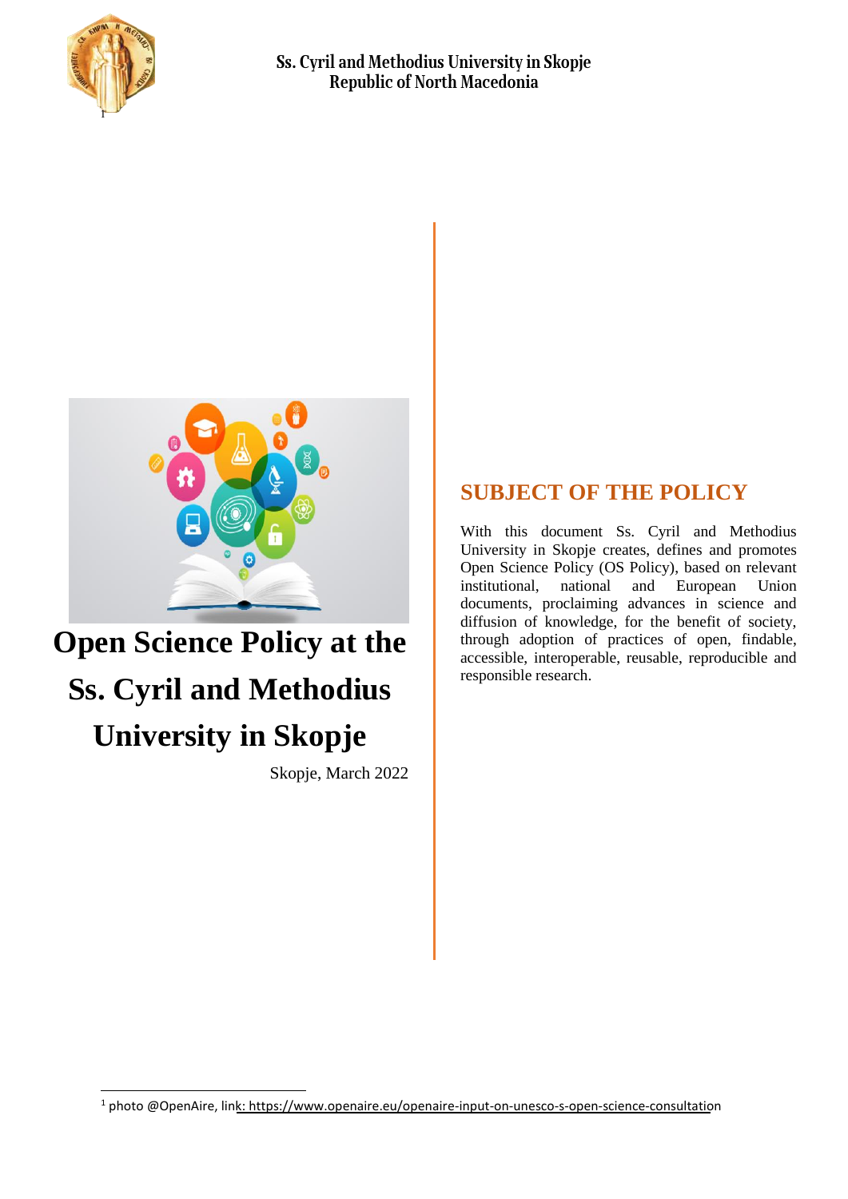Ss. Cyril and Methodius University in Skopje
Republic of North Macedonia

# Open Science Policy at the Ss. Cyril and Methodius University in Skopje

Skopje, March 2022

## SUBJECT OF THE POLICY

With this document Ss. Cyril and Methodius University in Skopje creates, defines and promotes Open Science Policy (OS Policy), based on relevant institutional, national and European Union documents, proclaiming advances in science and diffusion of knowledge, for the benefit of society, through adoption of practices of open, findable, accessible, interoperable, reusable, reproducible and responsible research.

[1] photo @OpenAire, link: https://www.openaire.eu/openaire-input-on-unesco-s-open-science-consultation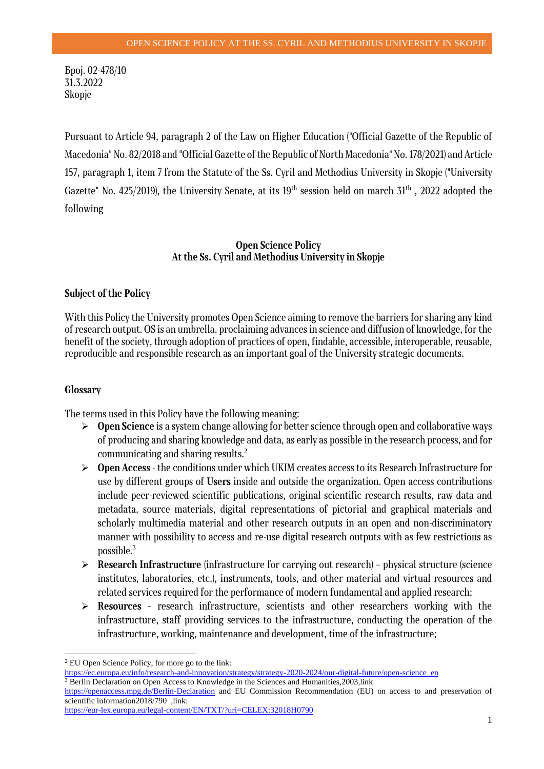Број. 02-478/10
31.3.2022
Skopje

Pursuant to Article 94, paragraph 2 of the Law on Higher Education ("Official Gazette of the Republic of Macedonia" No. 82/2018 and "Official Gazette of the Republic of North Macedonia" No. 178/2021) and Article 157, paragraph 1, item 7 from the Statute of the Ss. Cyril and Methodius University in Skopje ("University Gazette" No. 425/2019), the University Senate, at its 19th session held on march 31th , 2022 adopted the following

## Open Science Policy
## At the Ss. Cyril and Methodius University in Skopje

### Subject of the Policy

With this Policy the University promotes Open Science aiming to remove the barriers for sharing any kind of research output. OS is an umbrella. proclaiming advances in science and diffusion of knowledge, for the benefit of the society, through adoption of practices of open, findable, accessible, interoperable, reusable, reproducible and responsible research as an important goal of the University strategic documents.

### Glossary

The terms used in this Policy have the following meaning:

- **Open Science** is a system change allowing for better science through open and collaborative ways of producing and sharing knowledge and data, as early as possible in the research process, and for communicating and sharing results.[2]
- **Open Access** - the conditions under which UKIM creates access to its Research Infrastructure for use by different groups of **Users** inside and outside the organization. Open access contributions include peer-reviewed scientific publications, original scientific research results, raw data and metadata, source materials, digital representations of pictorial and graphical materials and scholarly multimedia material and other research outputs in an open and non-discriminatory manner with possibility to access and re-use digital research outputs with as few restrictions as possible.[3]
- **Research Infrastructure** (infrastructure for carrying out research) – physical structure (science institutes, laboratories, etc.), instruments, tools, and other material and virtual resources and related services required for the performance of modern fundamental and applied research;
- **Resources** – research infrastructure, scientists and other researchers working with the infrastructure, staff providing services to the infrastructure, conducting the operation of the infrastructure, working, maintenance and development, time of the infrastructure;

---

[2] EU Open Science Policy, for more go to the link: https://ec.europa.eu/info/research-and-innovation/strategy/strategy-2020-2024/our-digital-future/open-science_en

[3] Berlin Declaration on Open Access to Knowledge in the Sciences and Humanities,2003,link https://openaccess.mpg.de/Berlin-Declaration and EU Commission Recommendation (EU) on access to and preservation of scientific information2018/790 ,link: https://eur-lex.europa.eu/legal-content/EN/TXT/?uri=CELEX:32018H0790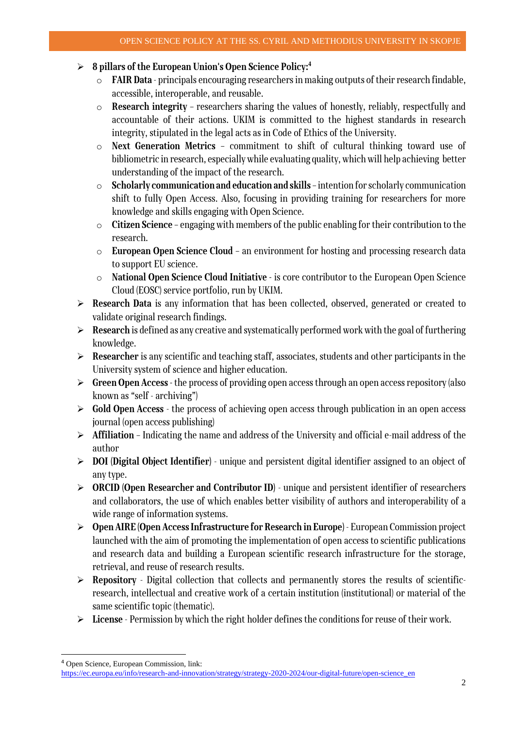- **8 pillars of the European Union's Open Science Policy:**[4]
  - **FAIR Data** - principals encouraging researchers in making outputs of their research findable, accessible, interoperable, and reusable.
  - **Research integrity** – researchers sharing the values of honestly, reliably, respectfully and accountable of their actions. UKIM is committed to the highest standards in research integrity, stipulated in the legal acts as in Code of Ethics of the University.
  - **Next Generation Metrics** – commitment to shift of cultural thinking toward use of bibliometric in research, especially while evaluating quality, which will help achieving better understanding of the impact of the research.
  - **Scholarly communication and education and skills** – intention for scholarly communication shift to fully Open Access. Also, focusing in providing training for researchers for more knowledge and skills engaging with Open Science.
  - **Citizen Science** – engaging with members of the public enabling for their contribution to the research.
  - **European Open Science Cloud** – an environment for hosting and processing research data to support EU science.
  - **National Open Science Cloud Initiative** - is core contributor to the European Open Science Cloud (EOSC) service portfolio, run by UKIM.
- **Research Data** is any information that has been collected, observed, generated or created to validate original research findings.
- **Research** is defined as any creative and systematically performed work with the goal of furthering knowledge.
- **Researcher** is any scientific and teaching staff, associates, students and other participants in the University system of science and higher education.
- **Green Open Access** - the process of providing open access through an open access repository (also known as "self - archiving")
- **Gold Open Access** - the process of achieving open access through publication in an open access journal (open access publishing)
- **Affiliation** – Indicating the name and address of the University and official e-mail address of the author
- **DOI (Digital Object Identifier)** - unique and persistent digital identifier assigned to an object of any type.
- **ORCID (Open Researcher and Contributor ID)** - unique and persistent identifier of researchers and collaborators, the use of which enables better visibility of authors and interoperability of a wide range of information systems.
- **Open AIRE (Open Access Infrastructure for Research in Europe)** - European Commission project launched with the aim of promoting the implementation of open access to scientific publications and research data and building a European scientific research infrastructure for the storage, retrieval, and reuse of research results.
- **Repository** - Digital collection that collects and permanently stores the results of scientific-research, intellectual and creative work of a certain institution (institutional) or material of the same scientific topic (thematic).
- **License** - Permission by which the right holder defines the conditions for reuse of their work.

---

[4] Open Science, European Commission, link: https://ec.europa.eu/info/research-and-innovation/strategy/strategy-2020-2024/our-digital-future/open-science_en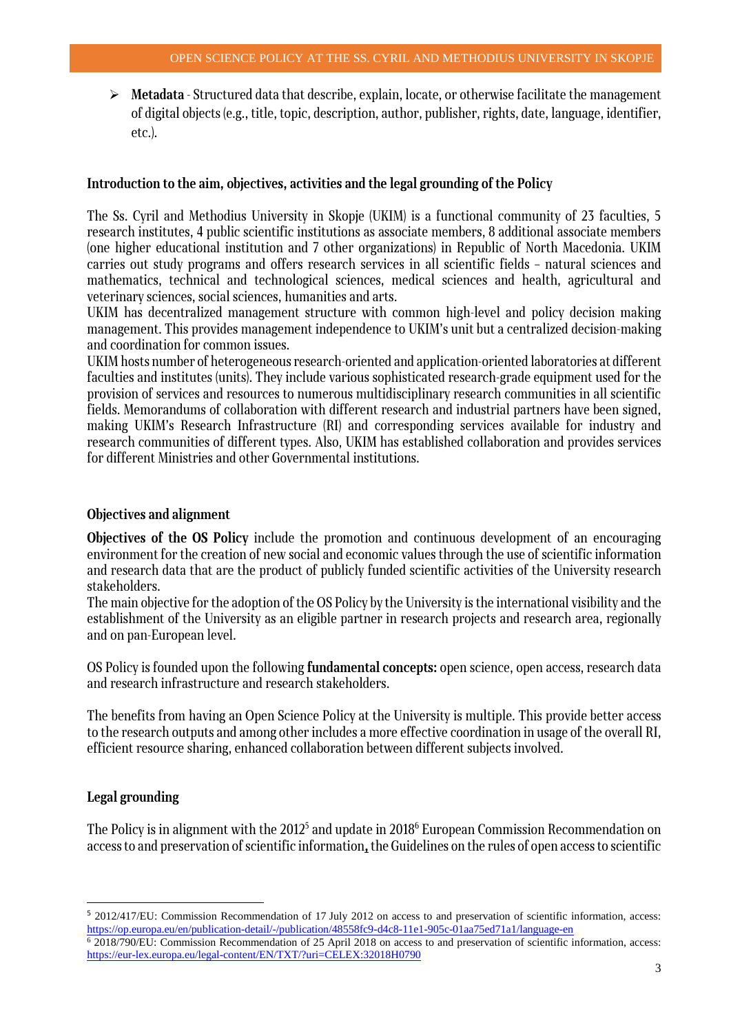- **Metadata** - Structured data that describe, explain, locate, or otherwise facilitate the management of digital objects (e.g., title, topic, description, author, publisher, rights, date, language, identifier, etc.).

## Introduction to the aim, objectives, activities and the legal grounding of the Policy

The Ss. Cyril and Methodius University in Skopje (UKIM) is a functional community of 23 faculties, 5 research institutes, 4 public scientific institutions as associate members, 8 additional associate members (one higher educational institution and 7 other organizations) in Republic of North Macedonia. UKIM carries out study programs and offers research services in all scientific fields – natural sciences and mathematics, technical and technological sciences, medical sciences and health, agricultural and veterinary sciences, social sciences, humanities and arts.
UKIM has decentralized management structure with common high-level and policy decision making management. This provides management independence to UKIM's unit but a centralized decision-making and coordination for common issues.
UKIM hosts number of heterogeneous research-oriented and application-oriented laboratories at different faculties and institutes (units). They include various sophisticated research-grade equipment used for the provision of services and resources to numerous multidisciplinary research communities in all scientific fields. Memorandums of collaboration with different research and industrial partners have been signed, making UKIM's Research Infrastructure (RI) and corresponding services available for industry and research communities of different types. Also, UKIM has established collaboration and provides services for different Ministries and other Governmental institutions.

## Objectives and alignment

**Objectives of the OS Policy** include the promotion and continuous development of an encouraging environment for the creation of new social and economic values through the use of scientific information and research data that are the product of publicly funded scientific activities of the University research stakeholders.
The main objective for the adoption of the OS Policy by the University is the international visibility and the establishment of the University as an eligible partner in research projects and research area, regionally and on pan-European level.

OS Policy is founded upon the following **fundamental concepts:** open science, open access, research data and research infrastructure and research stakeholders.

The benefits from having an Open Science Policy at the University is multiple. This provide better access to the research outputs and among other includes a more effective coordination in usage of the overall RI, efficient resource sharing, enhanced collaboration between different subjects involved.

## Legal grounding

The Policy is in alignment with the 2012[5] and update in 2018[6] European Commission Recommendation on access to and preservation of scientific information, the Guidelines on the rules of open access to scientific

---

[5] 2012/417/EU: Commission Recommendation of 17 July 2012 on access to and preservation of scientific information, access: https://op.europa.eu/en/publication-detail/-/publication/48558fc9-d4c8-11e1-905c-01aa75ed71a1/language-en

[6] 2018/790/EU: Commission Recommendation of 25 April 2018 on access to and preservation of scientific information, access: https://eur-lex.europa.eu/legal-content/EN/TXT/?uri=CELEX:32018H0790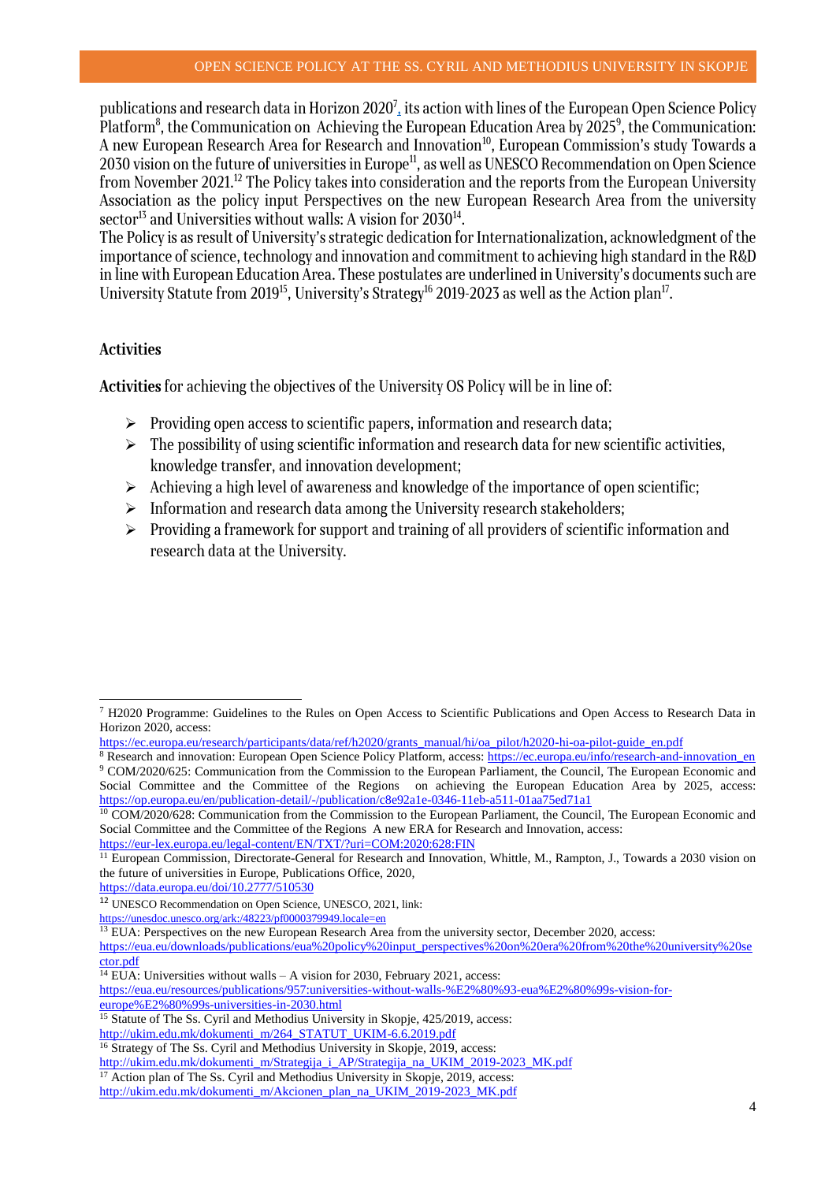publications and research data in Horizon 2020[7], its action with lines of the European Open Science Policy Platform[8], the Communication on Achieving the European Education Area by 2025[9], the Communication: A new European Research Area for Research and Innovation[10], European Commission's study Towards a 2030 vision on the future of universities in Europe[11], as well as UNESCO Recommendation on Open Science from November 2021.[12] The Policy takes into consideration and the reports from the European University Association as the policy input Perspectives on the new European Research Area from the university sector[13] and Universities without walls: A vision for 2030[14].

The Policy is as result of University's strategic dedication for Internationalization, acknowledgment of the importance of science, technology and innovation and commitment to achieving high standard in the R&D in line with European Education Area. These postulates are underlined in University's documents such are University Statute from 2019[15], University's Strategy[16] 2019-2023 as well as the Action plan[17].

## Activities

**Activities** for achieving the objectives of the University OS Policy will be in line of:

- Providing open access to scientific papers, information and research data;
- The possibility of using scientific information and research data for new scientific activities, knowledge transfer, and innovation development;
- Achieving a high level of awareness and knowledge of the importance of open scientific;
- Information and research data among the University research stakeholders;
- Providing a framework for support and training of all providers of scientific information and research data at the University.

---

[7] H2020 Programme: Guidelines to the Rules on Open Access to Scientific Publications and Open Access to Research Data in Horizon 2020, access: https://ec.europa.eu/research/participants/data/ref/h2020/grants_manual/hi/oa_pilot/h2020-hi-oa-pilot-guide_en.pdf

[8] Research and innovation: European Open Science Policy Platform, access: https://ec.europa.eu/info/research-and-innovation_en

[9] COM/2020/625: Communication from the Commission to the European Parliament, the Council, The European Economic and Social Committee and the Committee of the Regions on achieving the European Education Area by 2025, access: https://op.europa.eu/en/publication-detail/-/publication/c8e92a1e-0346-11eb-a511-01aa75ed71a1

[10] COM/2020/628: Communication from the Commission to the European Parliament, the Council, The European Economic and Social Committee and the Committee of the Regions A new ERA for Research and Innovation, access: https://eur-lex.europa.eu/legal-content/EN/TXT/?uri=COM:2020:628:FIN

[11] European Commission, Directorate-General for Research and Innovation, Whittle, M., Rampton, J., Towards a 2030 vision on the future of universities in Europe, Publications Office, 2020, https://data.europa.eu/doi/10.2777/510530

[12] UNESCO Recommendation on Open Science, UNESCO, 2021, link: https://unesdoc.unesco.org/ark:/48223/pf0000379949.locale=en

[13] EUA: Perspectives on the new European Research Area from the university sector, December 2020, access: https://eua.eu/downloads/publications/eua%20policy%20input_perspectives%20on%20era%20from%20the%20university%20sector.pdf

[14] EUA: Universities without walls – A vision for 2030, February 2021, access: https://eua.eu/resources/publications/957:universities-without-walls-%E2%80%93-eua%E2%80%99s-vision-for-europe%E2%80%99s-universities-in-2030.html

[15] Statute of The Ss. Cyril and Methodius University in Skopje, 425/2019, access: http://ukim.edu.mk/dokumenti_m/264_STATUT_UKIM-6.6.2019.pdf

[16] Strategy of The Ss. Cyril and Methodius University in Skopje, 2019, access: http://ukim.edu.mk/dokumenti_m/Strategija_i_AP/Strategija_na_UKIM_2019-2023_MK.pdf

[17] Action plan of The Ss. Cyril and Methodius University in Skopje, 2019, access: http://ukim.edu.mk/dokumenti_m/Akcionen_plan_na_UKIM_2019-2023_MK.pdf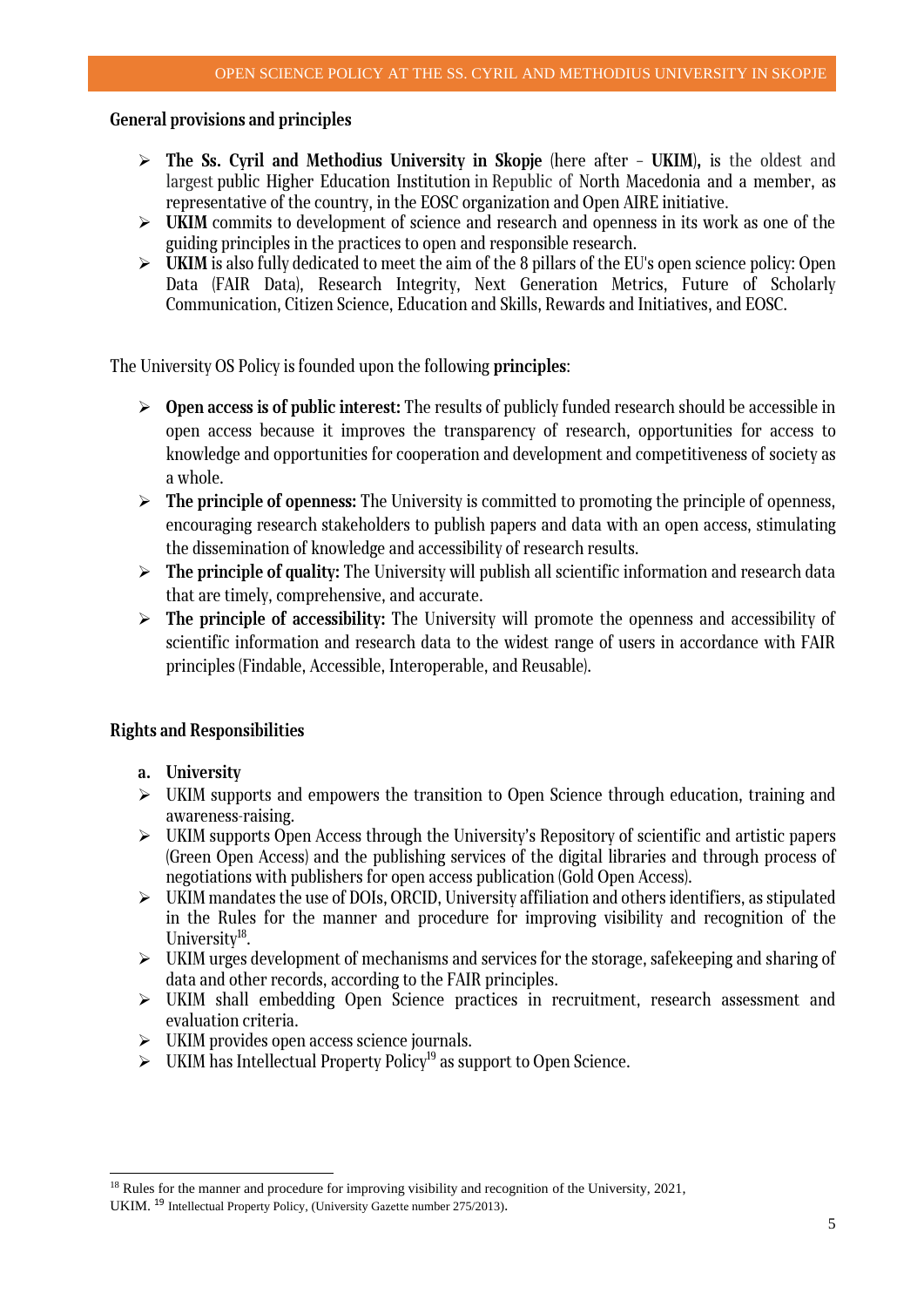**General provisions and principles**

- **The Ss. Cyril and Methodius University in Skopje** (here after – **UKIM**), is the oldest and largest public Higher Education Institution in Republic of North Macedonia and a member, as representative of the country, in the EOSC organization and Open AIRE initiative.
- **UKIM** commits to development of science and research and openness in its work as one of the guiding principles in the practices to open and responsible research.
- **UKIM** is also fully dedicated to meet the aim of the 8 pillars of the EU's open science policy: Open Data (FAIR Data), Research Integrity, Next Generation Metrics, Future of Scholarly Communication, Citizen Science, Education and Skills, Rewards and Initiatives, and EOSC.

The University OS Policy is founded upon the following **principles**:

- **Open access is of public interest:** The results of publicly funded research should be accessible in open access because it improves the transparency of research, opportunities for access to knowledge and opportunities for cooperation and development and competitiveness of society as a whole.
- **The principle of openness:** The University is committed to promoting the principle of openness, encouraging research stakeholders to publish papers and data with an open access, stimulating the dissemination of knowledge and accessibility of research results.
- **The principle of quality:** The University will publish all scientific information and research data that are timely, comprehensive, and accurate.
- **The principle of accessibility:** The University will promote the openness and accessibility of scientific information and research data to the widest range of users in accordance with FAIR principles (Findable, Accessible, Interoperable, and Reusable).

**Rights and Responsibilities**

**a. University**

- UKIM supports and empowers the transition to Open Science through education, training and awareness-raising.
- UKIM supports Open Access through the University's Repository of scientific and artistic papers (Green Open Access) and the publishing services of the digital libraries and through process of negotiations with publishers for open access publication (Gold Open Access).
- UKIM mandates the use of DOIs, ORCID, University affiliation and others identifiers, as stipulated in the Rules for the manner and procedure for improving visibility and recognition of the University[18].
- UKIM urges development of mechanisms and services for the storage, safekeeping and sharing of data and other records, according to the FAIR principles.
- UKIM shall embedding Open Science practices in recruitment, research assessment and evaluation criteria.
- UKIM provides open access science journals.
- UKIM has Intellectual Property Policy[19] as support to Open Science.

[18] Rules for the manner and procedure for improving visibility and recognition of the University, 2021, UKIM. [19] Intellectual Property Policy, (University Gazette number 275/2013).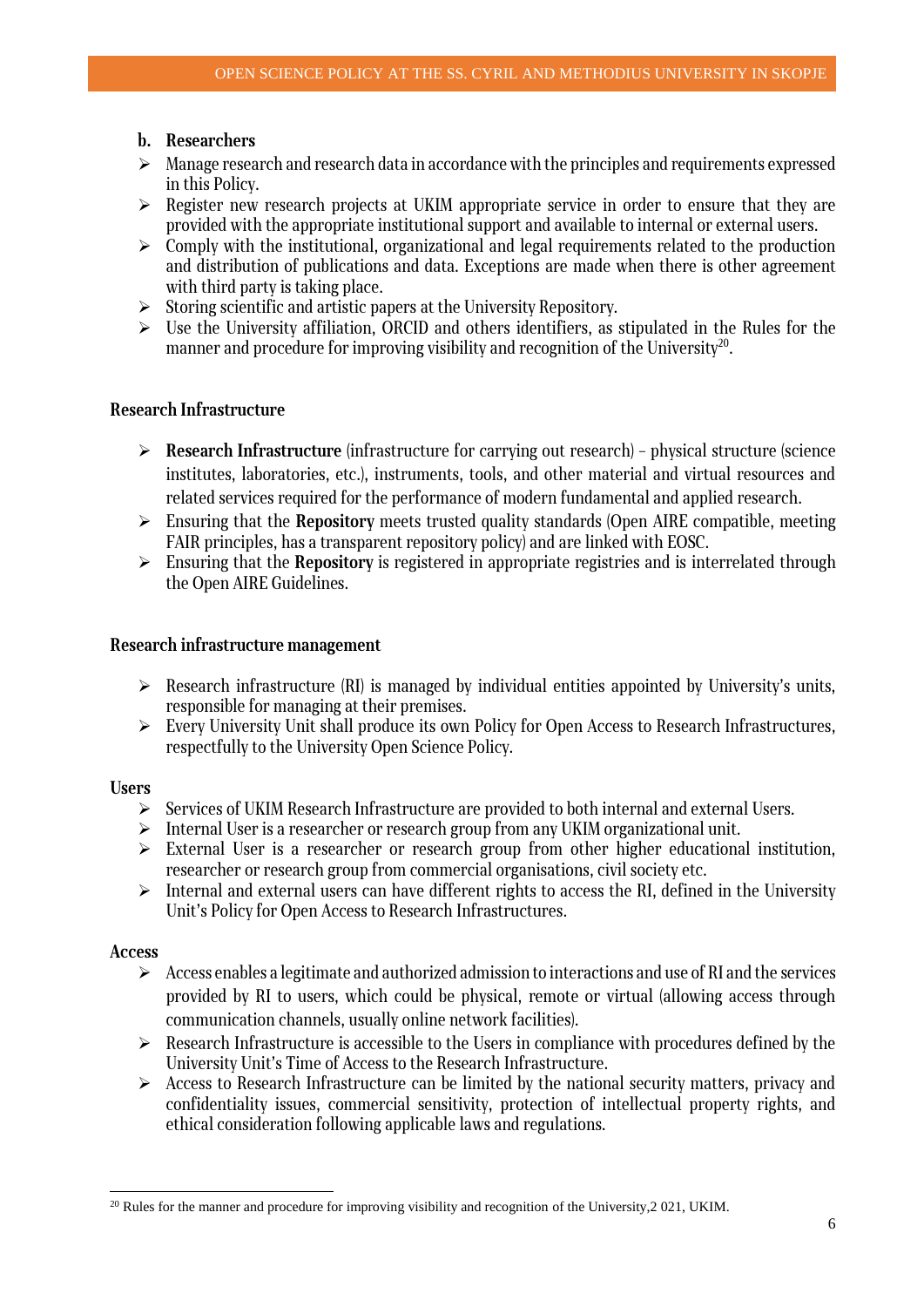**b. Researchers**

- Manage research and research data in accordance with the principles and requirements expressed in this Policy.
- Register new research projects at UKIM appropriate service in order to ensure that they are provided with the appropriate institutional support and available to internal or external users.
- Comply with the institutional, organizational and legal requirements related to the production and distribution of publications and data. Exceptions are made when there is other agreement with third party is taking place.
- Storing scientific and artistic papers at the University Repository.
- Use the University affiliation, ORCID and others identifiers, as stipulated in the Rules for the manner and procedure for improving visibility and recognition of the University[20].

**Research Infrastructure**

- **Research Infrastructure** (infrastructure for carrying out research) – physical structure (science institutes, laboratories, etc.), instruments, tools, and other material and virtual resources and related services required for the performance of modern fundamental and applied research.
- Ensuring that the **Repository** meets trusted quality standards (Open AIRE compatible, meeting FAIR principles, has a transparent repository policy) and are linked with EOSC.
- Ensuring that the **Repository** is registered in appropriate registries and is interrelated through the Open AIRE Guidelines.

**Research infrastructure management**

- Research infrastructure (RI) is managed by individual entities appointed by University's units, responsible for managing at their premises.
- Every University Unit shall produce its own Policy for Open Access to Research Infrastructures, respectfully to the University Open Science Policy.

**Users**

- Services of UKIM Research Infrastructure are provided to both internal and external Users.
- Internal User is a researcher or research group from any UKIM organizational unit.
- External User is a researcher or research group from other higher educational institution, researcher or research group from commercial organisations, civil society etc.
- Internal and external users can have different rights to access the RI, defined in the University Unit's Policy for Open Access to Research Infrastructures.

**Access**

- Access enables a legitimate and authorized admission to interactions and use of RI and the services provided by RI to users, which could be physical, remote or virtual (allowing access through communication channels, usually online network facilities).
- Research Infrastructure is accessible to the Users in compliance with procedures defined by the University Unit's Time of Access to the Research Infrastructure.
- Access to Research Infrastructure can be limited by the national security matters, privacy and confidentiality issues, commercial sensitivity, protection of intellectual property rights, and ethical consideration following applicable laws and regulations.

---

[20] Rules for the manner and procedure for improving visibility and recognition of the University,2 021, UKIM.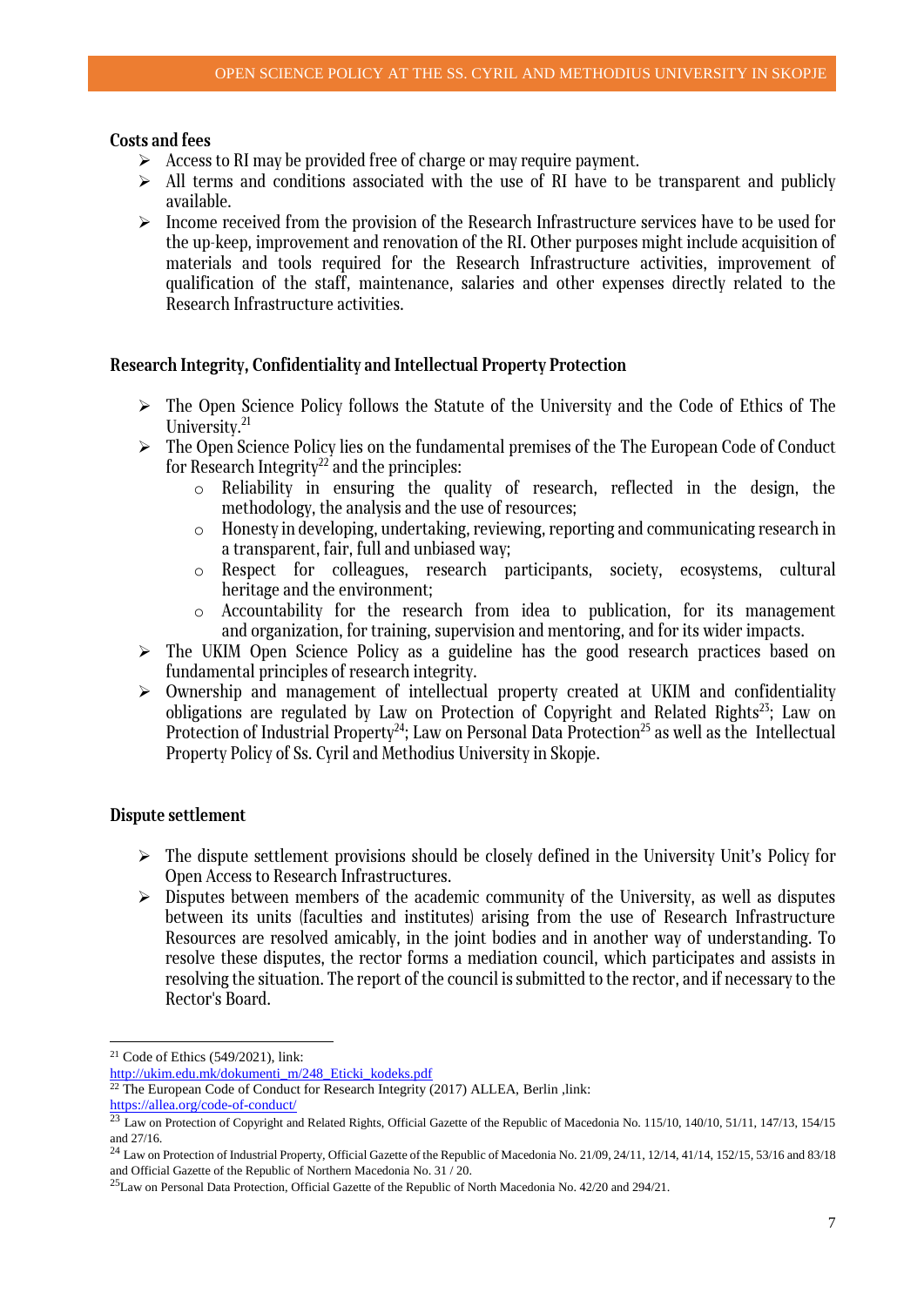**Costs and fees**

- Access to RI may be provided free of charge or may require payment.
- All terms and conditions associated with the use of RI have to be transparent and publicly available.
- Income received from the provision of the Research Infrastructure services have to be used for the up-keep, improvement and renovation of the RI. Other purposes might include acquisition of materials and tools required for the Research Infrastructure activities, improvement of qualification of the staff, maintenance, salaries and other expenses directly related to the Research Infrastructure activities.

**Research Integrity, Confidentiality and Intellectual Property Protection**

- The Open Science Policy follows the Statute of the University and the Code of Ethics of The University.[21]
- The Open Science Policy lies on the fundamental premises of the The European Code of Conduct for Research Integrity[22] and the principles:
  - Reliability in ensuring the quality of research, reflected in the design, the methodology, the analysis and the use of resources;
  - Honesty in developing, undertaking, reviewing, reporting and communicating research in a transparent, fair, full and unbiased way;
  - Respect for colleagues, research participants, society, ecosystems, cultural heritage and the environment;
  - Accountability for the research from idea to publication, for its management and organization, for training, supervision and mentoring, and for its wider impacts.
- The UKIM Open Science Policy as a guideline has the good research practices based on fundamental principles of research integrity.
- Ownership and management of intellectual property created at UKIM and confidentiality obligations are regulated by Law on Protection of Copyright and Related Rights[23]; Law on Protection of Industrial Property[24]; Law on Personal Data Protection[25] as well as the Intellectual Property Policy of Ss. Cyril and Methodius University in Skopje.

**Dispute settlement**

- The dispute settlement provisions should be closely defined in the University Unit's Policy for Open Access to Research Infrastructures.
- Disputes between members of the academic community of the University, as well as disputes between its units (faculties and institutes) arising from the use of Research Infrastructure Resources are resolved amicably, in the joint bodies and in another way of understanding. To resolve these disputes, the rector forms a mediation council, which participates and assists in resolving the situation. The report of the council is submitted to the rector, and if necessary to the Rector's Board.

---

[21] Code of Ethics (549/2021), link: http://ukim.edu.mk/dokumenti_m/248_Eticki_kodeks.pdf

[22] The European Code of Conduct for Research Integrity (2017) ALLEA, Berlin ,link: https://allea.org/code-of-conduct/

[23] Law on Protection of Copyright and Related Rights, Official Gazette of the Republic of Macedonia No. 115/10, 140/10, 51/11, 147/13, 154/15 and 27/16.

[24] Law on Protection of Industrial Property, Official Gazette of the Republic of Macedonia No. 21/09, 24/11, 12/14, 41/14, 152/15, 53/16 and 83/18 and Official Gazette of the Republic of Northern Macedonia No. 31 / 20.

[25] Law on Personal Data Protection, Official Gazette of the Republic of North Macedonia No. 42/20 and 294/21.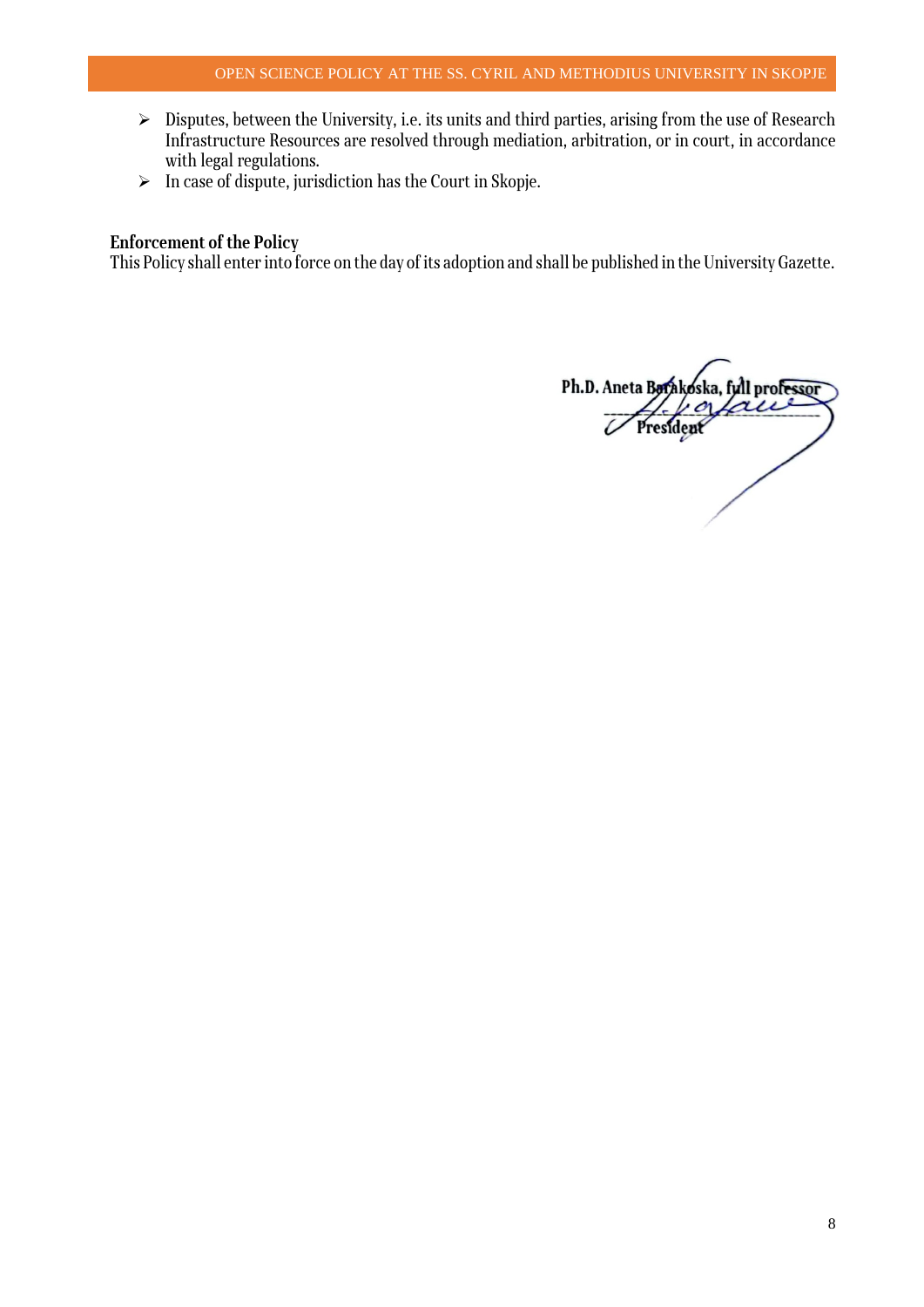- Disputes, between the University, i.e. its units and third parties, arising from the use of Research Infrastructure Resources are resolved through mediation, arbitration, or in court, in accordance with legal regulations.
- In case of dispute, jurisdiction has the Court in Skopje.

**Enforcement of the Policy**

This Policy shall enter into force on the day of its adoption and shall be published in the University Gazette.

Ph.D. Aneta Barakoska, full professor

President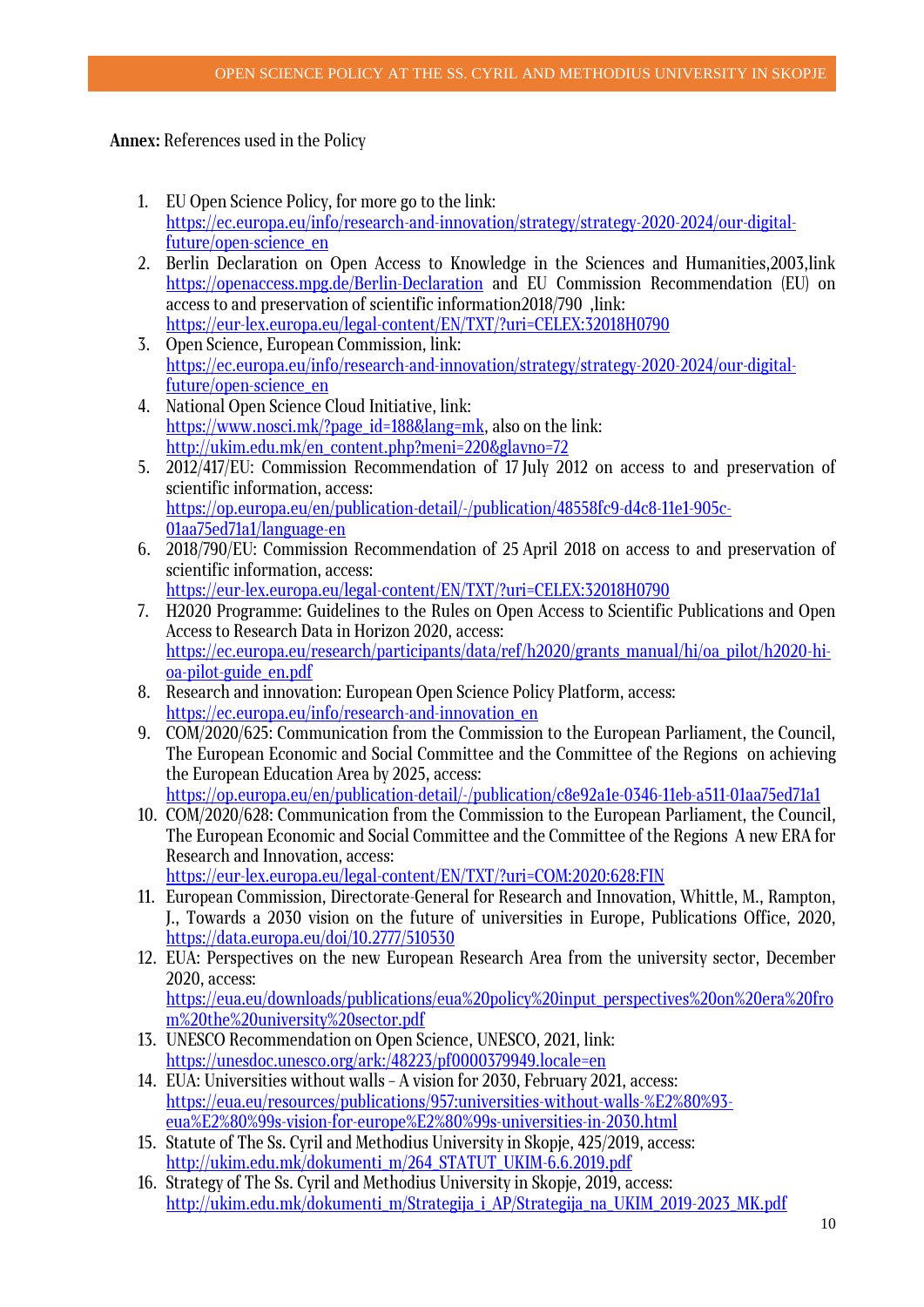**Annex:** References used in the Policy

1. EU Open Science Policy, for more go to the link: https://ec.europa.eu/info/research-and-innovation/strategy/strategy-2020-2024/our-digital-future/open-science_en
2. Berlin Declaration on Open Access to Knowledge in the Sciences and Humanities,2003,link https://openaccess.mpg.de/Berlin-Declaration and EU Commission Recommendation (EU) on access to and preservation of scientific information2018/790 ,link: https://eur-lex.europa.eu/legal-content/EN/TXT/?uri=CELEX:32018H0790
3. Open Science, European Commission, link: https://ec.europa.eu/info/research-and-innovation/strategy/strategy-2020-2024/our-digital-future/open-science_en
4. National Open Science Cloud Initiative, link: https://www.nosci.mk/?page_id=188&lang=mk, also on the link: http://ukim.edu.mk/en_content.php?meni=220&glavno=72
5. 2012/417/EU: Commission Recommendation of 17 July 2012 on access to and preservation of scientific information, access: https://op.europa.eu/en/publication-detail/-/publication/48558fc9-d4c8-11e1-905c-01aa75ed71a1/language-en
6. 2018/790/EU: Commission Recommendation of 25 April 2018 on access to and preservation of scientific information, access: https://eur-lex.europa.eu/legal-content/EN/TXT/?uri=CELEX:32018H0790
7. H2020 Programme: Guidelines to the Rules on Open Access to Scientific Publications and Open Access to Research Data in Horizon 2020, access: https://ec.europa.eu/research/participants/data/ref/h2020/grants_manual/hi/oa_pilot/h2020-hi-oa-pilot-guide_en.pdf
8. Research and innovation: European Open Science Policy Platform, access: https://ec.europa.eu/info/research-and-innovation_en
9. COM/2020/625: Communication from the Commission to the European Parliament, the Council, The European Economic and Social Committee and the Committee of the Regions on achieving the European Education Area by 2025, access: https://op.europa.eu/en/publication-detail/-/publication/c8e92a1e-0346-11eb-a511-01aa75ed71a1
10. COM/2020/628: Communication from the Commission to the European Parliament, the Council, The European Economic and Social Committee and the Committee of the Regions A new ERA for Research and Innovation, access: https://eur-lex.europa.eu/legal-content/EN/TXT/?uri=COM:2020:628:FIN
11. European Commission, Directorate-General for Research and Innovation, Whittle, M., Rampton, J., Towards a 2030 vision on the future of universities in Europe, Publications Office, 2020, https://data.europa.eu/doi/10.2777/510530
12. EUA: Perspectives on the new European Research Area from the university sector, December 2020, access: https://eua.eu/downloads/publications/eua%20policy%20input_perspectives%20on%20era%20from%20the%20university%20sector.pdf
13. UNESCO Recommendation on Open Science, UNESCO, 2021, link: https://unesdoc.unesco.org/ark:/48223/pf0000379949.locale=en
14. EUA: Universities without walls – A vision for 2030, February 2021, access: https://eua.eu/resources/publications/957:universities-without-walls-%E2%80%93-eua%E2%80%99s-vision-for-europe%E2%80%99s-universities-in-2030.html
15. Statute of The Ss. Cyril and Methodius University in Skopje, 425/2019, access: http://ukim.edu.mk/dokumenti_m/264_STATUT_UKIM-6.6.2019.pdf
16. Strategy of The Ss. Cyril and Methodius University in Skopje, 2019, access: http://ukim.edu.mk/dokumenti_m/Strategija_i_AP/Strategija_na_UKIM_2019-2023_MK.pdf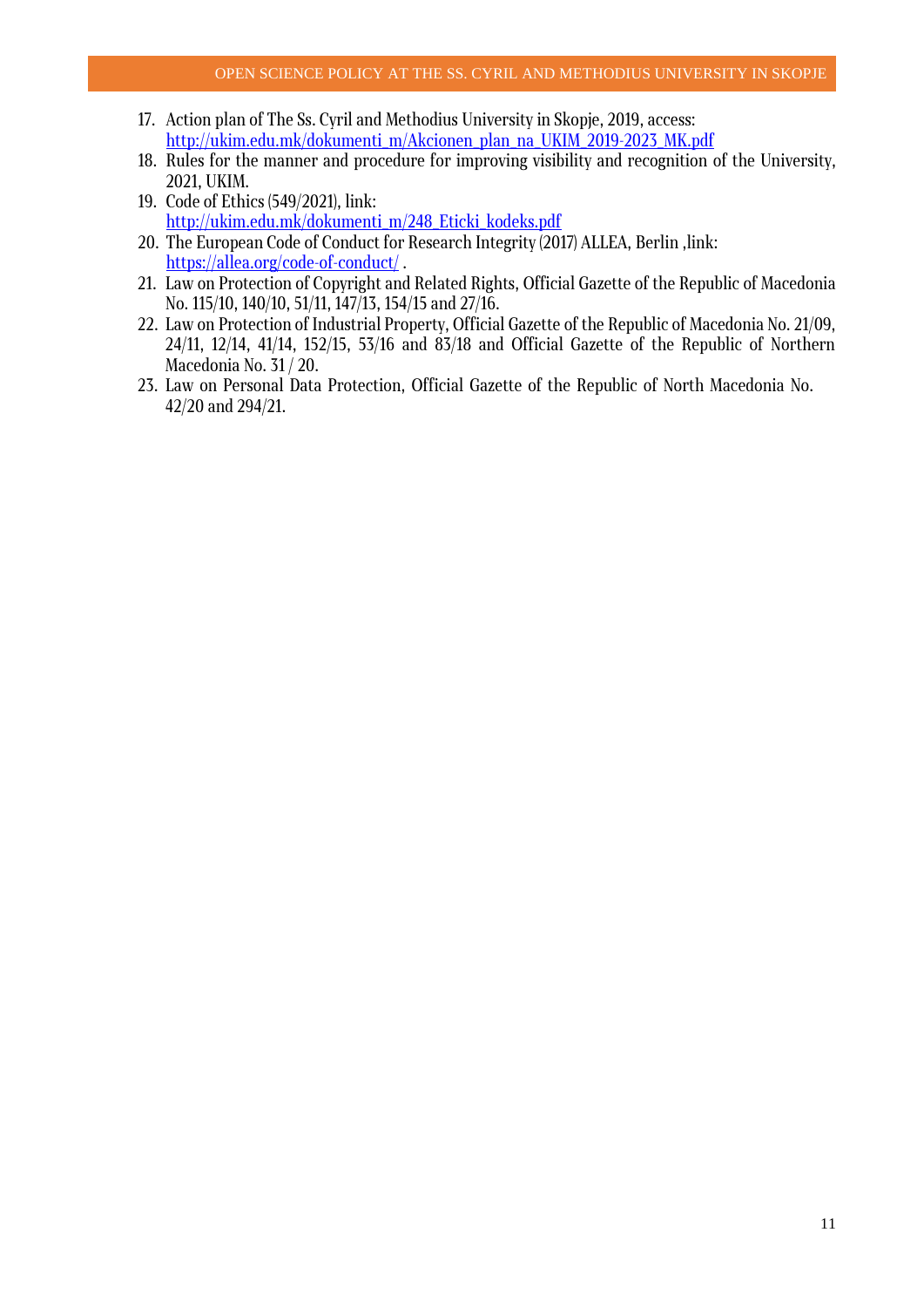17. Action plan of The Ss. Cyril and Methodius University in Skopje, 2019, access: http://ukim.edu.mk/dokumenti_m/Akcionen_plan_na_UKIM_2019-2023_MK.pdf
18. Rules for the manner and procedure for improving visibility and recognition of the University, 2021, UKIM.
19. Code of Ethics (549/2021), link: http://ukim.edu.mk/dokumenti_m/248_Eticki_kodeks.pdf
20. The European Code of Conduct for Research Integrity (2017) ALLEA, Berlin ,link: https://allea.org/code-of-conduct/ .
21. Law on Protection of Copyright and Related Rights, Official Gazette of the Republic of Macedonia No. 115/10, 140/10, 51/11, 147/13, 154/15 and 27/16.
22. Law on Protection of Industrial Property, Official Gazette of the Republic of Macedonia No. 21/09, 24/11, 12/14, 41/14, 152/15, 53/16 and 83/18 and Official Gazette of the Republic of Northern Macedonia No. 31 / 20.
23. Law on Personal Data Protection, Official Gazette of the Republic of North Macedonia No. 42/20 and 294/21.